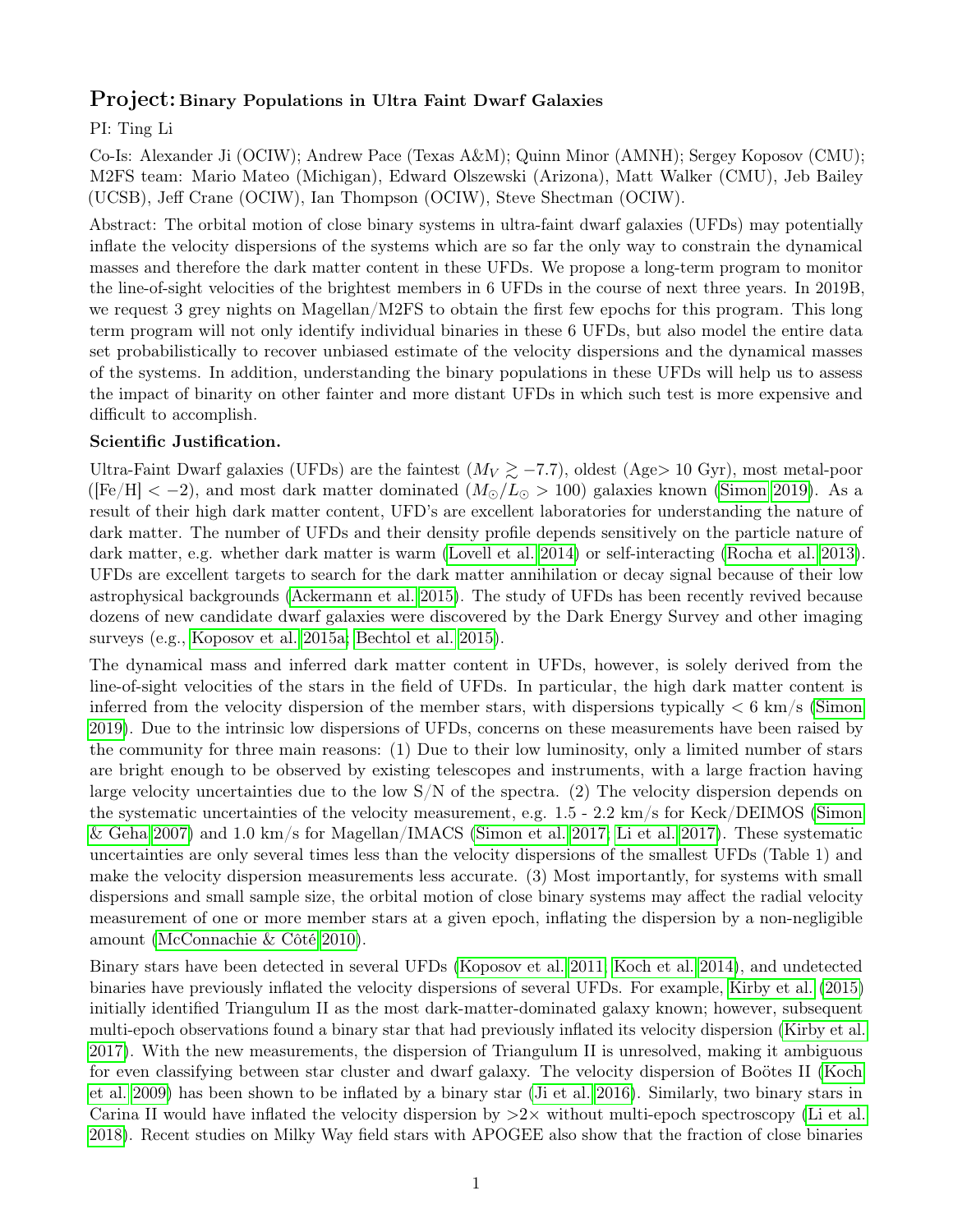## Project: Binary Populations in Ultra Faint Dwarf Galaxies

PI: Ting Li

Co-Is: Alexander Ji (OCIW); Andrew Pace (Texas A&M); Quinn Minor (AMNH); Sergey Koposov (CMU); M2FS team: Mario Mateo (Michigan), Edward Olszewski (Arizona), Matt Walker (CMU), Jeb Bailey (UCSB), Jeff Crane (OCIW), Ian Thompson (OCIW), Steve Shectman (OCIW).

Abstract: The orbital motion of close binary systems in ultra-faint dwarf galaxies (UFDs) may potentially inflate the velocity dispersions of the systems which are so far the only way to constrain the dynamical masses and therefore the dark matter content in these UFDs. We propose a long-term program to monitor the line-of-sight velocities of the brightest members in 6 UFDs in the course of next three years. In 2019B, we request 3 grey nights on Magellan/M2FS to obtain the first few epochs for this program. This long term program will not only identify individual binaries in these 6 UFDs, but also model the entire data set probabilistically to recover unbiased estimate of the velocity dispersions and the dynamical masses of the systems. In addition, understanding the binary populations in these UFDs will help us to assess the impact of binarity on other fainter and more distant UFDs in which such test is more expensive and difficult to accomplish.

**Scientific Justification.**

Ultra-Faint Dwarf galaxies (UFDs) are the faintest ($M_V \gtrsim -7.7$), oldest (Age> 10 Gyr), most metal-poor ([Fe/H] $< -2$), and most dark matter dominated ($M_{\odot}/L_{\odot} > 100$) galaxies known (Simon 2019). As a result of their high dark matter content, UFD's are excellent laboratories for understanding the nature of dark matter. The number of UFDs and their density profile depends sensitively on the particle nature of dark matter, e.g. whether dark matter is warm (Lovell et al. 2014) or self-interacting (Rocha et al. 2013). UFDs are excellent targets to search for the dark matter annihilation or decay signal because of their low astrophysical backgrounds (Ackermann et al. 2015). The study of UFDs has been recently revived because dozens of new candidate dwarf galaxies were discovered by the Dark Energy Survey and other imaging surveys (e.g., Koposov et al. 2015a; Bechtol et al. 2015).

The dynamical mass and inferred dark matter content in UFDs, however, is solely derived from the line-of-sight velocities of the stars in the field of UFDs. In particular, the high dark matter content is inferred from the velocity dispersion of the member stars, with dispersions typically $< 6$ km/s (Simon 2019). Due to the intrinsic low dispersions of UFDs, concerns on these measurements have been raised by the community for three main reasons: (1) Due to their low luminosity, only a limited number of stars are bright enough to be observed by existing telescopes and instruments, with a large fraction having large velocity uncertainties due to the low S/N of the spectra. (2) The velocity dispersion depends on the systematic uncertainties of the velocity measurement, e.g. 1.5 - 2.2 km/s for Keck/DEIMOS (Simon & Geha 2007) and 1.0 km/s for Magellan/IMACS (Simon et al. 2017; Li et al. 2017). These systematic uncertainties are only several times less than the velocity dispersions of the smallest UFDs (Table 1) and make the velocity dispersion measurements less accurate. (3) Most importantly, for systems with small dispersions and small sample size, the orbital motion of close binary systems may affect the radial velocity measurement of one or more member stars at a given epoch, inflating the dispersion by a non-negligible amount (McConnachie & Côté 2010).

Binary stars have been detected in several UFDs (Koposov et al. 2011; Koch et al. 2014), and undetected binaries have previously inflated the velocity dispersions of several UFDs. For example, Kirby et al. (2015) initially identified Triangulum II as the most dark-matter-dominated galaxy known; however, subsequent multi-epoch observations found a binary star that had previously inflated its velocity dispersion (Kirby et al. 2017). With the new measurements, the dispersion of Triangulum II is unresolved, making it ambiguous for even classifying between star cluster and dwarf galaxy. The velocity dispersion of Boötes II (Koch et al. 2009) has been shown to be inflated by a binary star (Ji et al. 2016). Similarly, two binary stars in Carina II would have inflated the velocity dispersion by >2× without multi-epoch spectroscopy (Li et al. 2018). Recent studies on Milky Way field stars with APOGEE also show that the fraction of close binaries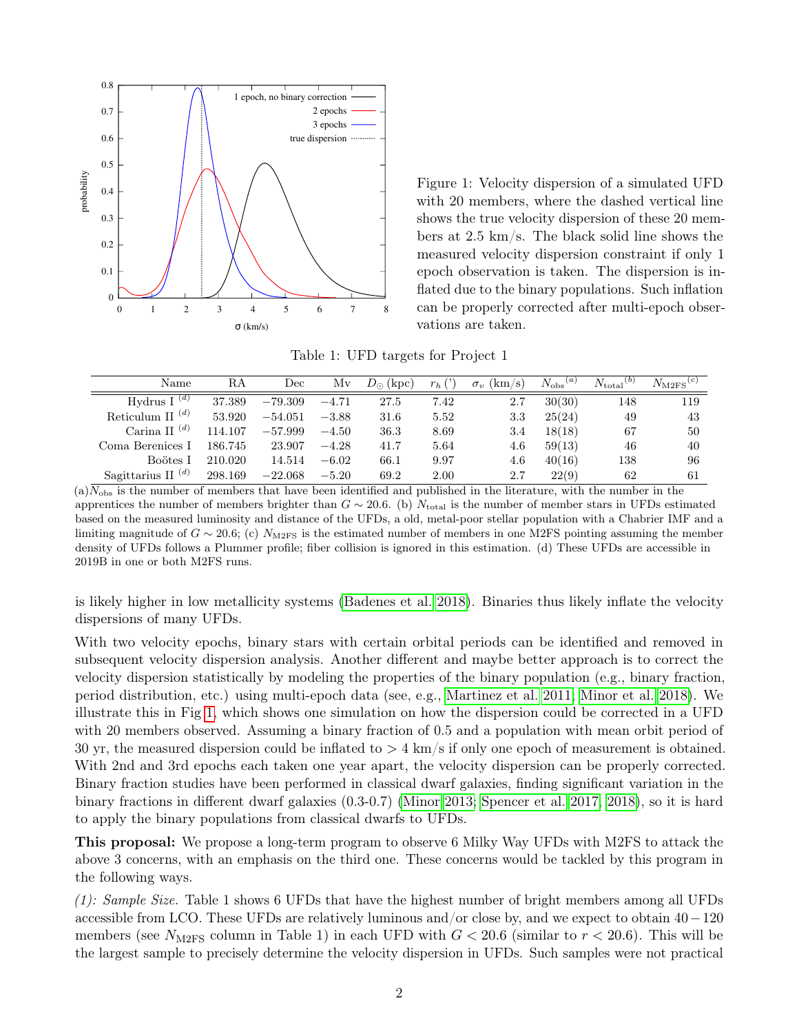Figure 1: Velocity dispersion of a simulated UFD with 20 members, where the dashed vertical line shows the true velocity dispersion of these 20 members at 2.5 km/s. The black solid line shows the measured velocity dispersion constraint if only 1 epoch observation is taken. The dispersion is inflated due to the binary populations. Such inflation can be properly corrected after multi-epoch observations are taken.

Table 1: UFD targets for Project 1

| Name | RA | Dec | Mv | $D_\odot$ (kpc) | $r_h$ (') | $\sigma_v$ (km/s) | $N_{\rm obs}$ [(a)] | $N_{\rm total}$ [(b)] | $N_{\rm M2FS}$ [(c)] |
|---|---|---|---|---|---|---|---|---|---|
| Hydrus I [(d)] | 37.389 | −79.309 | −4.71 | 27.5 | 7.42 | 2.7 | 30(30) | 148 | 119 |
| Reticulum II [(d)] | 53.920 | −54.051 | −3.88 | 31.6 | 5.52 | 3.3 | 25(24) | 49 | 43 |
| Carina II [(d)] | 114.107 | −57.999 | −4.50 | 36.3 | 8.69 | 3.4 | 18(18) | 67 | 50 |
| Coma Berenices I | 186.745 | 23.907 | −4.28 | 41.7 | 5.64 | 4.6 | 59(13) | 46 | 40 |
| Boötes I | 210.020 | 14.514 | −6.02 | 66.1 | 9.97 | 4.6 | 40(16) | 138 | 96 |
| Sagittarius II [(d)] | 298.169 | −22.068 | −5.20 | 69.2 | 2.00 | 2.7 | 22(9) | 62 | 61 |

(a) $N_{\rm obs}$ is the number of members that have been identified and published in the literature, with the number in the apprentices the number of members brighter than $G \sim 20.6$. (b) $N_{\rm total}$ is the number of member stars in UFDs estimated based on the measured luminosity and distance of the UFDs, a old, metal-poor stellar population with a Chabrier IMF and a limiting magnitude of $G \sim 20.6$; (c) $N_{\rm M2FS}$ is the estimated number of members in one M2FS pointing assuming the member density of UFDs follows a Plummer profile; fiber collision is ignored in this estimation. (d) These UFDs are accessible in 2019B in one or both M2FS runs.

is likely higher in low metallicity systems (Badenes et al. 2018). Binaries thus likely inflate the velocity dispersions of many UFDs.

With two velocity epochs, binary stars with certain orbital periods can be identified and removed in subsequent velocity dispersion analysis. Another different and maybe better approach is to correct the velocity dispersion statistically by modeling the properties of the binary population (e.g., binary fraction, period distribution, etc.) using multi-epoch data (see, e.g., Martinez et al. 2011; Minor et al. 2018). We illustrate this in Fig 1, which shows one simulation on how the dispersion could be corrected in a UFD with 20 members observed. Assuming a binary fraction of 0.5 and a population with mean orbit period of 30 yr, the measured dispersion could be inflated to > 4 km/s if only one epoch of measurement is obtained. With 2nd and 3rd epochs each taken one year apart, the velocity dispersion can be properly corrected. Binary fraction studies have been performed in classical dwarf galaxies, finding significant variation in the binary fractions in different dwarf galaxies (0.3-0.7) (Minor 2013; Spencer et al. 2017, 2018), so it is hard to apply the binary populations from classical dwarfs to UFDs.

**This proposal:** We propose a long-term program to observe 6 Milky Way UFDs with M2FS to attack the above 3 concerns, with an emphasis on the third one. These concerns would be tackled by this program in the following ways.

*(1): Sample Size.* Table 1 shows 6 UFDs that have the highest number of bright members among all UFDs accessible from LCO. These UFDs are relatively luminous and/or close by, and we expect to obtain $40-120$ members (see $N_{\rm M2FS}$ column in Table 1) in each UFD with $G < 20.6$ (similar to $r < 20.6$). This will be the largest sample to precisely determine the velocity dispersion in UFDs. Such samples were not practical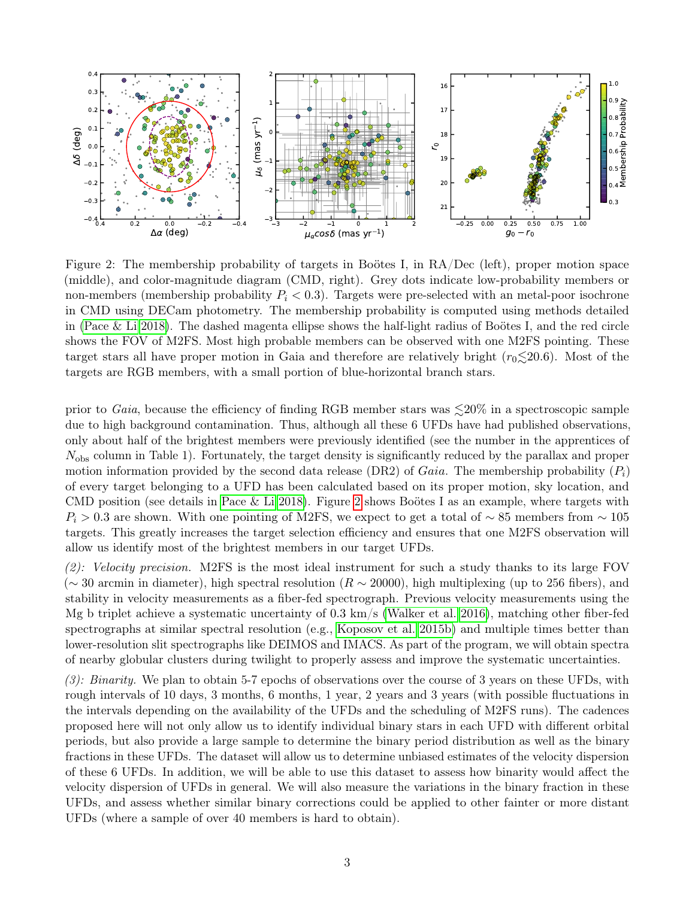Figure 2: The membership probability of targets in Boötes I, in RA/Dec (left), proper motion space (middle), and color-magnitude diagram (CMD, right). Grey dots indicate low-probability members or non-members (membership probability $P_i < 0.3$). Targets were pre-selected with an metal-poor isochrone in CMD using DECam photometry. The membership probability is computed using methods detailed in (Pace & Li 2018). The dashed magenta ellipse shows the half-light radius of Boötes I, and the red circle shows the FOV of M2FS. Most high probable members can be observed with one M2FS pointing. These target stars all have proper motion in Gaia and therefore are relatively bright ($r_0 \lesssim 20.6$). Most of the targets are RGB members, with a small portion of blue-horizontal branch stars.

prior to *Gaia*, because the efficiency of finding RGB member stars was $\lesssim$20% in a spectroscopic sample due to high background contamination. Thus, although all these 6 UFDs have had published observations, only about half of the brightest members were previously identified (see the number in the apprentices of $N_{\rm obs}$ column in Table 1). Fortunately, the target density is significantly reduced by the parallax and proper motion information provided by the second data release (DR2) of *Gaia*. The membership probability ($P_i$) of every target belonging to a UFD has been calculated based on its proper motion, sky location, and CMD position (see details in Pace & Li 2018). Figure 2 shows Boötes I as an example, where targets with $P_i > 0.3$ are shown. With one pointing of M2FS, we expect to get a total of $\sim$ 85 members from $\sim$ 105 targets. This greatly increases the target selection efficiency and ensures that one M2FS observation will allow us identify most of the brightest members in our target UFDs.

*(2): Velocity precision.* M2FS is the most ideal instrument for such a study thanks to its large FOV ($\sim$ 30 arcmin in diameter), high spectral resolution ($R \sim 20000$), high multiplexing (up to 256 fibers), and stability in velocity measurements as a fiber-fed spectrograph. Previous velocity measurements using the Mg b triplet achieve a systematic uncertainty of 0.3 km/s (Walker et al. 2016), matching other fiber-fed spectrographs at similar spectral resolution (e.g., Koposov et al. 2015b) and multiple times better than lower-resolution slit spectrographs like DEIMOS and IMACS. As part of the program, we will obtain spectra of nearby globular clusters during twilight to properly assess and improve the systematic uncertainties.

*(3): Binarity.* We plan to obtain 5-7 epochs of observations over the course of 3 years on these UFDs, with rough intervals of 10 days, 3 months, 6 months, 1 year, 2 years and 3 years (with possible fluctuations in the intervals depending on the availability of the UFDs and the scheduling of M2FS runs). The cadences proposed here will not only allow us to identify individual binary stars in each UFD with different orbital periods, but also provide a large sample to determine the binary period distribution as well as the binary fractions in these UFDs. The dataset will allow us to determine unbiased estimates of the velocity dispersion of these 6 UFDs. In addition, we will be able to use this dataset to assess how binarity would affect the velocity dispersion of UFDs in general. We will also measure the variations in the binary fraction in these UFDs, and assess whether similar binary corrections could be applied to other fainter or more distant UFDs (where a sample of over 40 members is hard to obtain).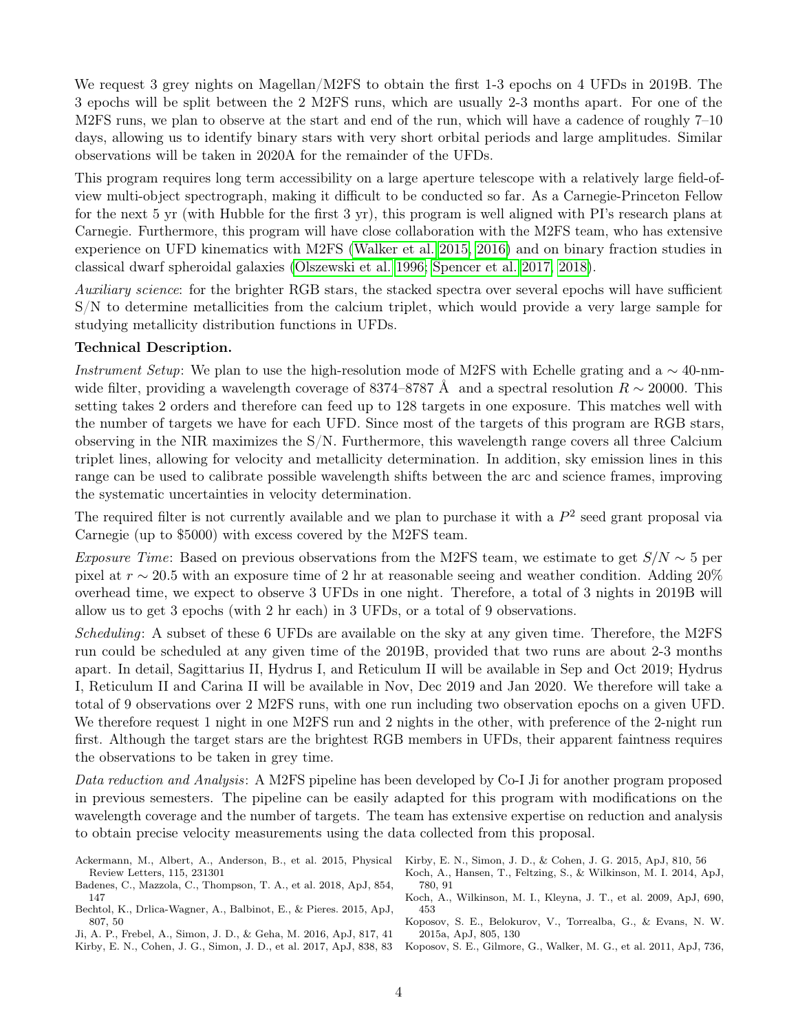We request 3 grey nights on Magellan/M2FS to obtain the first 1-3 epochs on 4 UFDs in 2019B. The 3 epochs will be split between the 2 M2FS runs, which are usually 2-3 months apart. For one of the M2FS runs, we plan to observe at the start and end of the run, which will have a cadence of roughly 7–10 days, allowing us to identify binary stars with very short orbital periods and large amplitudes. Similar observations will be taken in 2020A for the remainder of the UFDs.

This program requires long term accessibility on a large aperture telescope with a relatively large field-of-view multi-object spectrograph, making it difficult to be conducted so far. As a Carnegie-Princeton Fellow for the next 5 yr (with Hubble for the first 3 yr), this program is well aligned with PI's research plans at Carnegie. Furthermore, this program will have close collaboration with the M2FS team, who has extensive experience on UFD kinematics with M2FS (Walker et al. 2015, 2016) and on binary fraction studies in classical dwarf spheroidal galaxies (Olszewski et al. 1996; Spencer et al. 2017, 2018).

*Auxiliary science*: for the brighter RGB stars, the stacked spectra over several epochs will have sufficient S/N to determine metallicities from the calcium triplet, which would provide a very large sample for studying metallicity distribution functions in UFDs.

**Technical Description.**

*Instrument Setup*: We plan to use the high-resolution mode of M2FS with Echelle grating and a $\sim$ 40-nm-wide filter, providing a wavelength coverage of 8374–8787 Å and a spectral resolution $R \sim 20000$. This setting takes 2 orders and therefore can feed up to 128 targets in one exposure. This matches well with the number of targets we have for each UFD. Since most of the targets of this program are RGB stars, observing in the NIR maximizes the S/N. Furthermore, this wavelength range covers all three Calcium triplet lines, allowing for velocity and metallicity determination. In addition, sky emission lines in this range can be used to calibrate possible wavelength shifts between the arc and science frames, improving the systematic uncertainties in velocity determination.

The required filter is not currently available and we plan to purchase it with a $P^2$ seed grant proposal via Carnegie (up to \$5000) with excess covered by the M2FS team.

*Exposure Time*: Based on previous observations from the M2FS team, we estimate to get $S/N \sim 5$ per pixel at $r \sim 20.5$ with an exposure time of 2 hr at reasonable seeing and weather condition. Adding 20% overhead time, we expect to observe 3 UFDs in one night. Therefore, a total of 3 nights in 2019B will allow us to get 3 epochs (with 2 hr each) in 3 UFDs, or a total of 9 observations.

*Scheduling*: A subset of these 6 UFDs are available on the sky at any given time. Therefore, the M2FS run could be scheduled at any given time of the 2019B, provided that two runs are about 2-3 months apart. In detail, Sagittarius II, Hydrus I, and Reticulum II will be available in Sep and Oct 2019; Hydrus I, Reticulum II and Carina II will be available in Nov, Dec 2019 and Jan 2020. We therefore will take a total of 9 observations over 2 M2FS runs, with one run including two observation epochs on a given UFD. We therefore request 1 night in one M2FS run and 2 nights in the other, with preference of the 2-night run first. Although the target stars are the brightest RGB members in UFDs, their apparent faintness requires the observations to be taken in grey time.

*Data reduction and Analysis*: A M2FS pipeline has been developed by Co-I Ji for another program proposed in previous semesters. The pipeline can be easily adapted for this program with modifications on the wavelength coverage and the number of targets. The team has extensive expertise on reduction and analysis to obtain precise velocity measurements using the data collected from this proposal.

Ackermann, M., Albert, A., Anderson, B., et al. 2015, Physical Review Letters, 115, 231301

Badenes, C., Mazzola, C., Thompson, T. A., et al. 2018, ApJ, 854, 147

Bechtol, K., Drlica-Wagner, A., Balbinot, E., & Pieres. 2015, ApJ, 807, 50

Ji, A. P., Frebel, A., Simon, J. D., & Geha, M. 2016, ApJ, 817, 41

Kirby, E. N., Cohen, J. G., Simon, J. D., et al. 2017, ApJ, 838, 83

Kirby, E. N., Simon, J. D., & Cohen, J. G. 2015, ApJ, 810, 56

Koch, A., Hansen, T., Feltzing, S., & Wilkinson, M. I. 2014, ApJ, 780, 91

Koch, A., Wilkinson, M. I., Kleyna, J. T., et al. 2009, ApJ, 690, 453

Koposov, S. E., Belokurov, V., Torrealba, G., & Evans, N. W. 2015a, ApJ, 805, 130

Koposov, S. E., Gilmore, G., Walker, M. G., et al. 2011, ApJ, 736,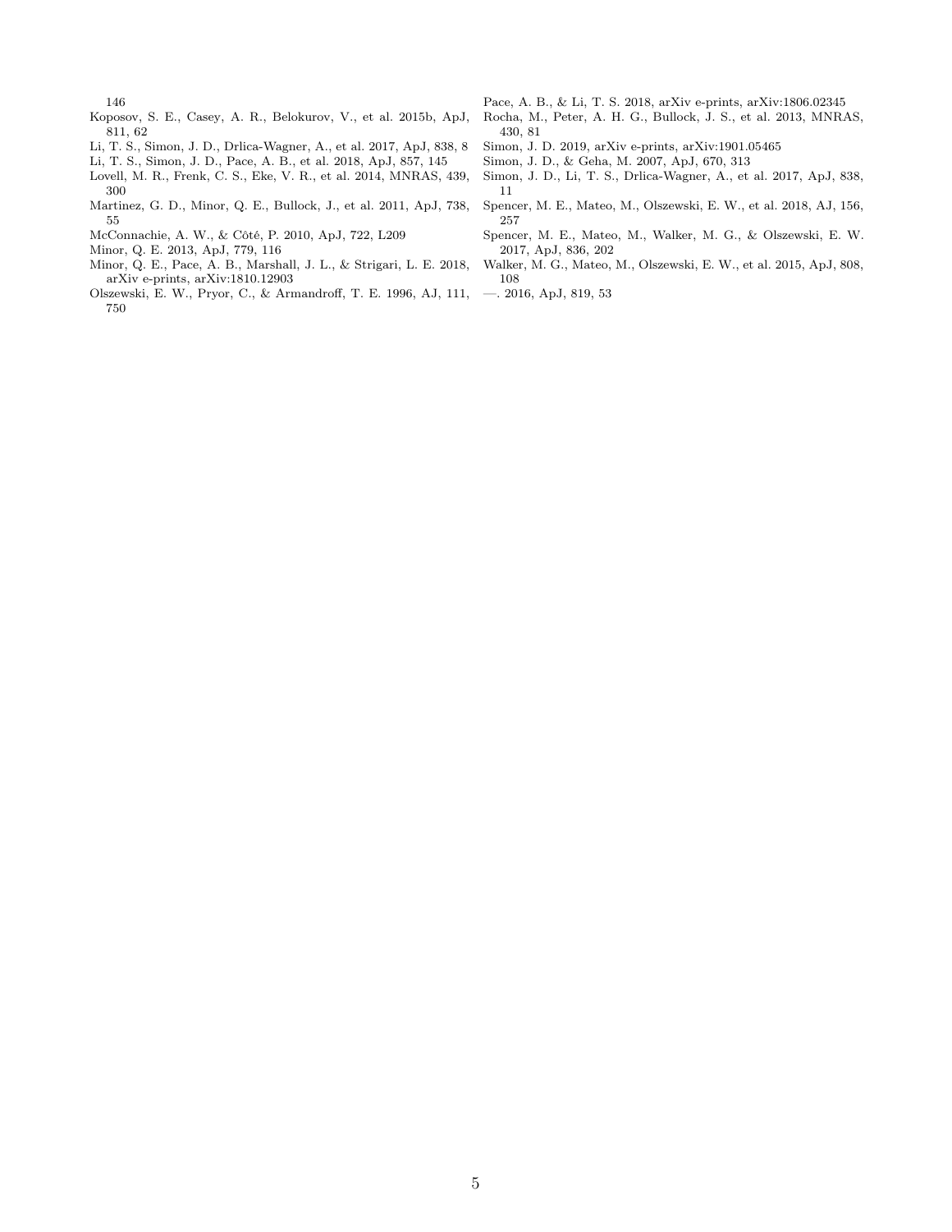146

Koposov, S. E., Casey, A. R., Belokurov, V., et al. 2015b, ApJ, 811, 62

Li, T. S., Simon, J. D., Drlica-Wagner, A., et al. 2017, ApJ, 838, 8

Li, T. S., Simon, J. D., Pace, A. B., et al. 2018, ApJ, 857, 145

Lovell, M. R., Frenk, C. S., Eke, V. R., et al. 2014, MNRAS, 439, 300

Martinez, G. D., Minor, Q. E., Bullock, J., et al. 2011, ApJ, 738, 55

McConnachie, A. W., & Côté, P. 2010, ApJ, 722, L209

Minor, Q. E. 2013, ApJ, 779, 116

Minor, Q. E., Pace, A. B., Marshall, J. L., & Strigari, L. E. 2018, arXiv e-prints, arXiv:1810.12903

Olszewski, E. W., Pryor, C., & Armandroff, T. E. 1996, AJ, 111, 750

Pace, A. B., & Li, T. S. 2018, arXiv e-prints, arXiv:1806.02345

Rocha, M., Peter, A. H. G., Bullock, J. S., et al. 2013, MNRAS, 430, 81

Simon, J. D. 2019, arXiv e-prints, arXiv:1901.05465

Simon, J. D., & Geha, M. 2007, ApJ, 670, 313

Simon, J. D., Li, T. S., Drlica-Wagner, A., et al. 2017, ApJ, 838, 11

Spencer, M. E., Mateo, M., Olszewski, E. W., et al. 2018, AJ, 156, 257

Spencer, M. E., Mateo, M., Walker, M. G., & Olszewski, E. W. 2017, ApJ, 836, 202

Walker, M. G., Mateo, M., Olszewski, E. W., et al. 2015, ApJ, 808, 108

—. 2016, ApJ, 819, 53